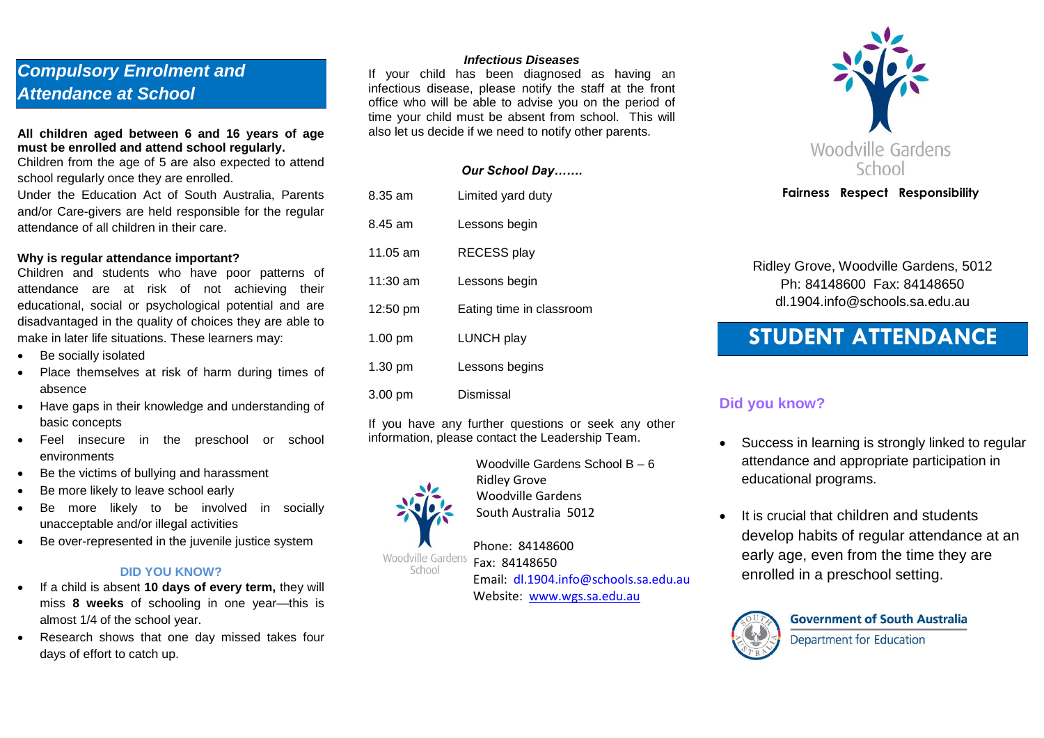## *Compulsory Enrolment and Attendance at School*

**All children aged between 6 and 16 years of age must be enrolled and attend school regularly.**

Children from the age of 5 are also expected to attend school regularly once they are enrolled.

Under the Education Act of South Australia, Parents and/or Care-givers are held responsible for the regular attendance of all children in their care.

**Why is regular attendance important?**

Children and students who have poor patterns of attendance are at risk of not achieving their educational, social or psychological potential and are disadvantaged in the quality of choices they are able to make in later life situations. These learners may:

- Be socially isolated
- Place themselves at risk of harm during times of absence
- Have gaps in their knowledge and understanding of basic concepts
- Feel insecure in the preschool or school environments
- Be the victims of bullying and harassment
- Be more likely to leave school early
- Be more likely to be involved in socially unacceptable and/or illegal activities
- Be over-represented in the juvenile justice system

**DID YOU KNOW?**

- If a child is absent **10 days of every term,** they will miss **8 weeks** of schooling in one year—this is almost 1/4 of the school year.
- Research shows that one day missed takes four days of effort to catch up.

***Infectious Diseases***

If your child has been diagnosed as having an infectious disease, please notify the staff at the front office who will be able to advise you on the period of time your child must be absent from school. This will also let us decide if we need to notify other parents.

***Our School Day…….***

| | |
|---|---|
| 8.35 am | Limited yard duty |
| 8.45 am | Lessons begin |
| 11.05 am | RECESS play |
| 11:30 am | Lessons begin |
| 12:50 pm | Eating time in classroom |
| 1.00 pm | LUNCH play |
| 1.30 pm | Lessons begins |
| 3.00 pm | Dismissal |

If you have any further questions or seek any other information, please contact the Leadership Team.

Woodville Gardens School B – 6
Ridley Grove
Woodville Gardens
South Australia 5012

Phone: 84148600
Fax: 84148650
Email: dl.1904.info@schools.sa.edu.au
Website: www.wgs.sa.edu.au

Woodville Gardens School

**Fairness Respect Responsibility**

Ridley Grove, Woodville Gardens, 5012
Ph: 84148600 Fax: 84148650
dl.1904.info@schools.sa.edu.au

# STUDENT ATTENDANCE

### Did you know?

- Success in learning is strongly linked to regular attendance and appropriate participation in educational programs.
- It is crucial that children and students develop habits of regular attendance at an early age, even from the time they are enrolled in a preschool setting.

**Government of South Australia**
Department for Education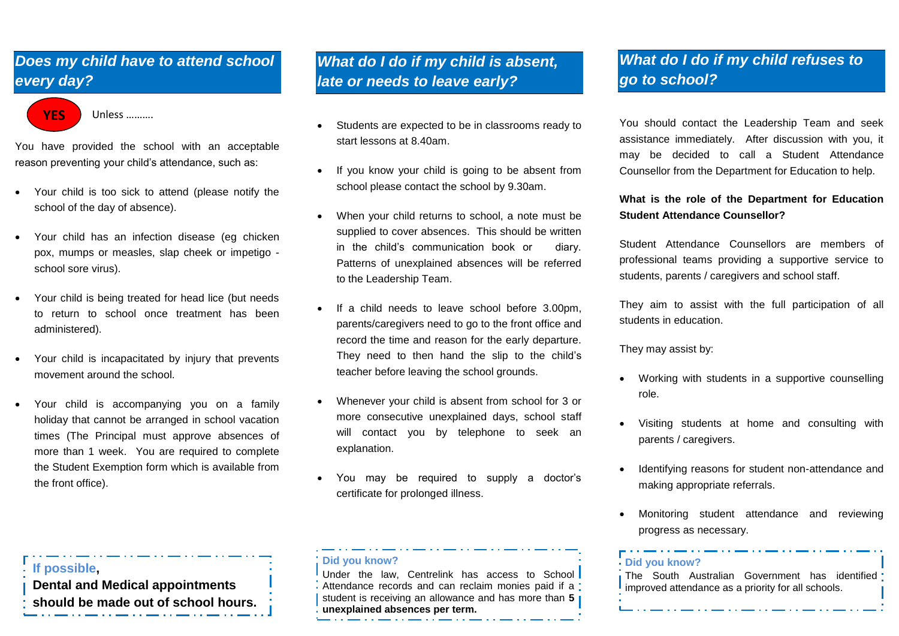## Does my child have to attend school every day?

**YES** Unless ……….

You have provided the school with an acceptable reason preventing your child's attendance, such as:

- Your child is too sick to attend (please notify the school of the day of absence).
- Your child has an infection disease (eg chicken pox, mumps or measles, slap cheek or impetigo - school sore virus).
- Your child is being treated for head lice (but needs to return to school once treatment has been administered).
- Your child is incapacitated by injury that prevents movement around the school.
- Your child is accompanying you on a family holiday that cannot be arranged in school vacation times (The Principal must approve absences of more than 1 week. You are required to complete the Student Exemption form which is available from the front office).

**If possible,**
**Dental and Medical appointments should be made out of school hours.**

## What do I do if my child is absent, late or needs to leave early?

- Students are expected to be in classrooms ready to start lessons at 8.40am.
- If you know your child is going to be absent from school please contact the school by 9.30am.
- When your child returns to school, a note must be supplied to cover absences. This should be written in the child's communication book or diary. Patterns of unexplained absences will be referred to the Leadership Team.
- If a child needs to leave school before 3.00pm, parents/caregivers need to go to the front office and record the time and reason for the early departure. They need to then hand the slip to the child's teacher before leaving the school grounds.
- Whenever your child is absent from school for 3 or more consecutive unexplained days, school staff will contact you by telephone to seek an explanation.
- You may be required to supply a doctor's certificate for prolonged illness.

**Did you know?**
Under the law, Centrelink has access to School Attendance records and can reclaim monies paid if a student is receiving an allowance and has more than **5 unexplained absences per term.**

## What do I do if my child refuses to go to school?

You should contact the Leadership Team and seek assistance immediately. After discussion with you, it may be decided to call a Student Attendance Counsellor from the Department for Education to help.

**What is the role of the Department for Education Student Attendance Counsellor?**

Student Attendance Counsellors are members of professional teams providing a supportive service to students, parents / caregivers and school staff.

They aim to assist with the full participation of all students in education.

They may assist by:

- Working with students in a supportive counselling role.
- Visiting students at home and consulting with parents / caregivers.
- Identifying reasons for student non-attendance and making appropriate referrals.
- Monitoring student attendance and reviewing progress as necessary.

**Did you know?**
The South Australian Government has identified improved attendance as a priority for all schools.